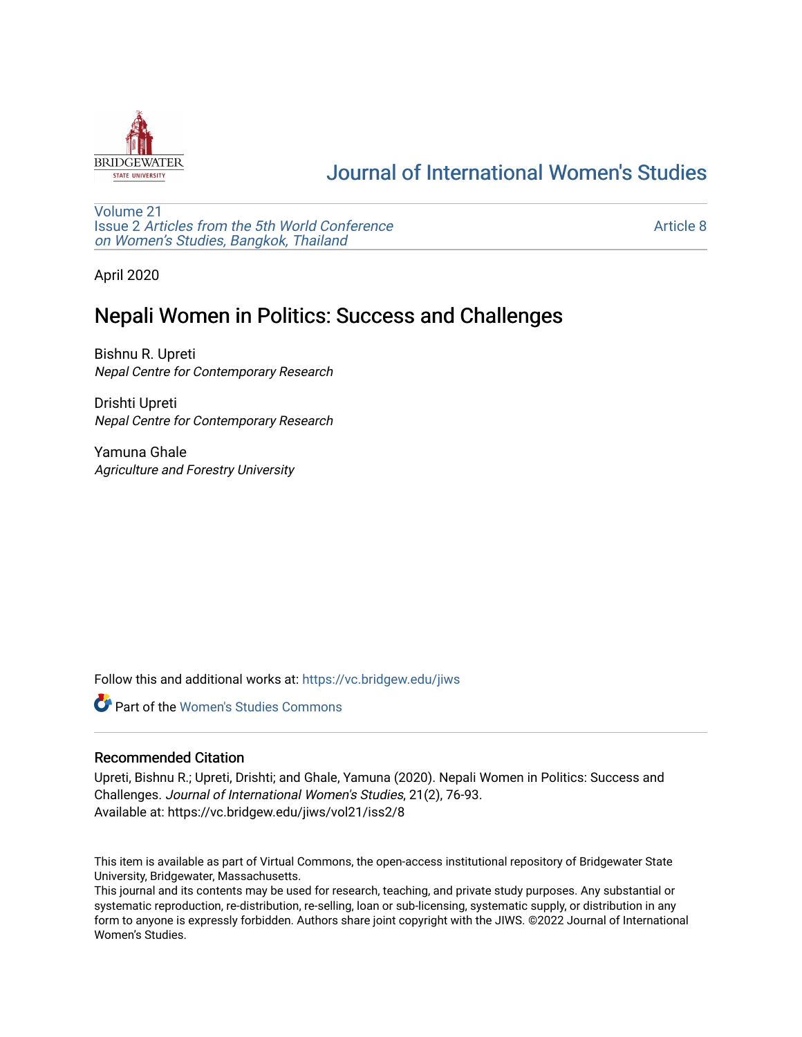Journal of International Women's Studies

Volume 21
Issue 2 *Articles from the 5th World Conference on Women's Studies, Bangkok, Thailand*

Article 8

April 2020

# Nepali Women in Politics: Success and Challenges

Bishnu R. Upreti
*Nepal Centre for Contemporary Research*

Drishti Upreti
*Nepal Centre for Contemporary Research*

Yamuna Ghale
*Agriculture and Forestry University*

Follow this and additional works at: https://vc.bridgew.edu/jiws

Part of the Women's Studies Commons

## Recommended Citation

Upreti, Bishnu R.; Upreti, Drishti; and Ghale, Yamuna (2020). Nepali Women in Politics: Success and Challenges. *Journal of International Women's Studies*, 21(2), 76-93.
Available at: https://vc.bridgew.edu/jiws/vol21/iss2/8

This item is available as part of Virtual Commons, the open-access institutional repository of Bridgewater State University, Bridgewater, Massachusetts.
This journal and its contents may be used for research, teaching, and private study purposes. Any substantial or systematic reproduction, re-distribution, re-selling, loan or sub-licensing, systematic supply, or distribution in any form to anyone is expressly forbidden. Authors share joint copyright with the JIWS. ©2022 Journal of International Women's Studies.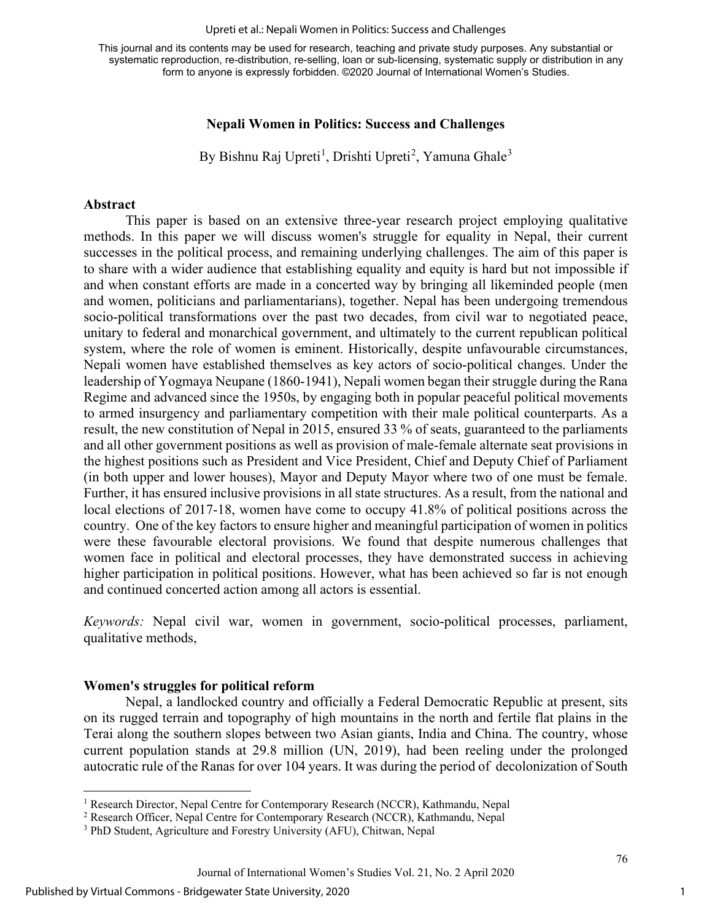# Nepali Women in Politics: Success and Challenges

By Bishnu Raj Upreti[1], Drishti Upreti[2], Yamuna Ghale[3]

## Abstract

This paper is based on an extensive three-year research project employing qualitative methods. In this paper we will discuss women's struggle for equality in Nepal, their current successes in the political process, and remaining underlying challenges. The aim of this paper is to share with a wider audience that establishing equality and equity is hard but not impossible if and when constant efforts are made in a concerted way by bringing all likeminded people (men and women, politicians and parliamentarians), together. Nepal has been undergoing tremendous socio-political transformations over the past two decades, from civil war to negotiated peace, unitary to federal and monarchical government, and ultimately to the current republican political system, where the role of women is eminent. Historically, despite unfavourable circumstances, Nepali women have established themselves as key actors of socio-political changes. Under the leadership of Yogmaya Neupane (1860-1941), Nepali women began their struggle during the Rana Regime and advanced since the 1950s, by engaging both in popular peaceful political movements to armed insurgency and parliamentary competition with their male political counterparts. As a result, the new constitution of Nepal in 2015, ensured 33 % of seats, guaranteed to the parliaments and all other government positions as well as provision of male-female alternate seat provisions in the highest positions such as President and Vice President, Chief and Deputy Chief of Parliament (in both upper and lower houses), Mayor and Deputy Mayor where two of one must be female. Further, it has ensured inclusive provisions in all state structures. As a result, from the national and local elections of 2017-18, women have come to occupy 41.8% of political positions across the country. One of the key factors to ensure higher and meaningful participation of women in politics were these favourable electoral provisions. We found that despite numerous challenges that women face in political and electoral processes, they have demonstrated success in achieving higher participation in political positions. However, what has been achieved so far is not enough and continued concerted action among all actors is essential.

*Keywords:* Nepal civil war, women in government, socio-political processes, parliament, qualitative methods,

## Women's struggles for political reform

Nepal, a landlocked country and officially a Federal Democratic Republic at present, sits on its rugged terrain and topography of high mountains in the north and fertile flat plains in the Terai along the southern slopes between two Asian giants, India and China. The country, whose current population stands at 29.8 million (UN, 2019), had been reeling under the prolonged autocratic rule of the Ranas for over 104 years. It was during the period of decolonization of South

---

[1] Research Director, Nepal Centre for Contemporary Research (NCCR), Kathmandu, Nepal

[2] Research Officer, Nepal Centre for Contemporary Research (NCCR), Kathmandu, Nepal

[3] PhD Student, Agriculture and Forestry University (AFU), Chitwan, Nepal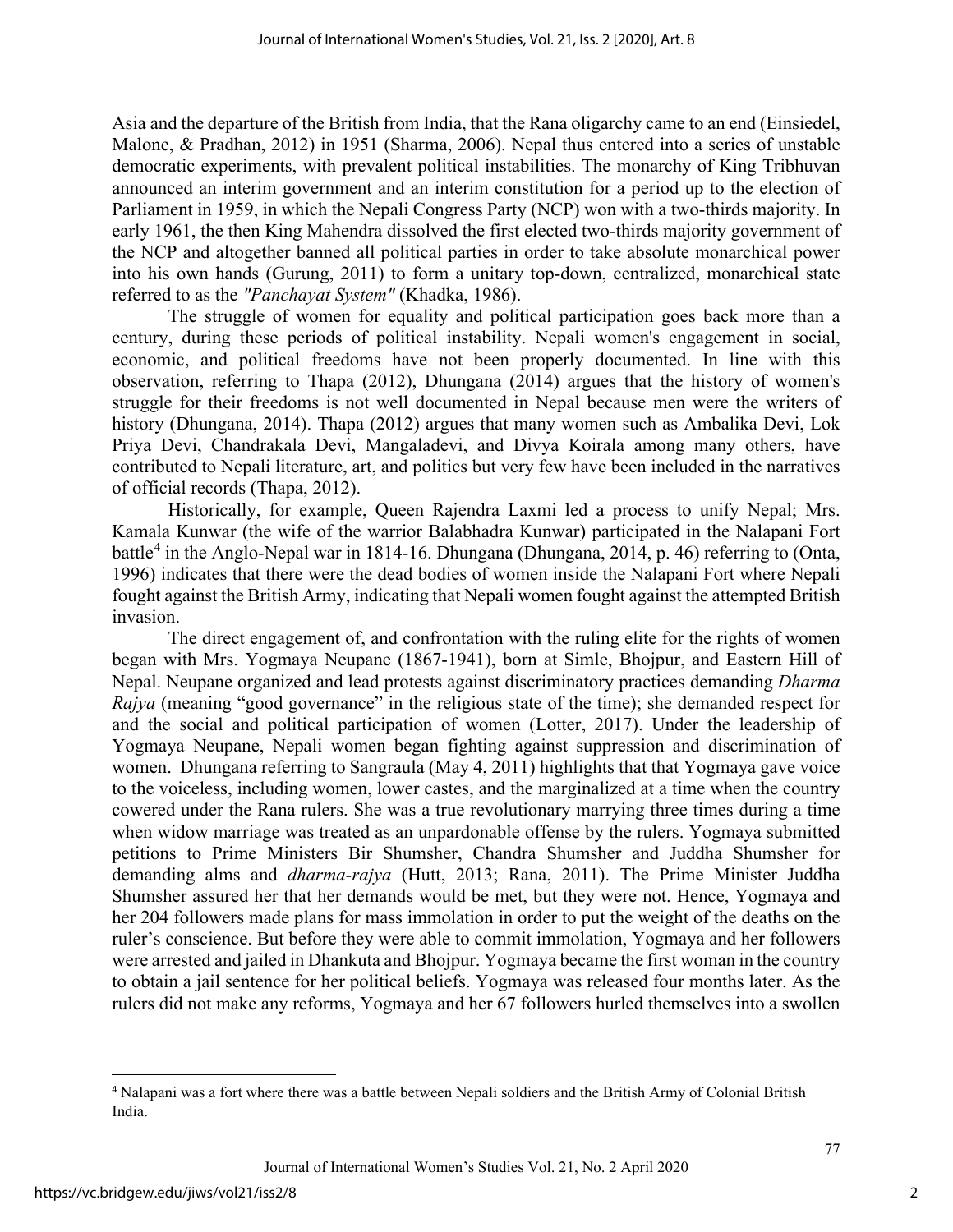Asia and the departure of the British from India, that the Rana oligarchy came to an end (Einsiedel, Malone, & Pradhan, 2012) in 1951 (Sharma, 2006). Nepal thus entered into a series of unstable democratic experiments, with prevalent political instabilities. The monarchy of King Tribhuvan announced an interim government and an interim constitution for a period up to the election of Parliament in 1959, in which the Nepali Congress Party (NCP) won with a two-thirds majority. In early 1961, the then King Mahendra dissolved the first elected two-thirds majority government of the NCP and altogether banned all political parties in order to take absolute monarchical power into his own hands (Gurung, 2011) to form a unitary top-down, centralized, monarchical state referred to as the *"Panchayat System"* (Khadka, 1986).

The struggle of women for equality and political participation goes back more than a century, during these periods of political instability. Nepali women's engagement in social, economic, and political freedoms have not been properly documented. In line with this observation, referring to Thapa (2012), Dhungana (2014) argues that the history of women's struggle for their freedoms is not well documented in Nepal because men were the writers of history (Dhungana, 2014). Thapa (2012) argues that many women such as Ambalika Devi, Lok Priya Devi, Chandrakala Devi, Mangaladevi, and Divya Koirala among many others, have contributed to Nepali literature, art, and politics but very few have been included in the narratives of official records (Thapa, 2012).

Historically, for example, Queen Rajendra Laxmi led a process to unify Nepal; Mrs. Kamala Kunwar (the wife of the warrior Balabhadra Kunwar) participated in the Nalapani Fort battle[4] in the Anglo-Nepal war in 1814-16. Dhungana (Dhungana, 2014, p. 46) referring to (Onta, 1996) indicates that there were the dead bodies of women inside the Nalapani Fort where Nepali fought against the British Army, indicating that Nepali women fought against the attempted British invasion.

The direct engagement of, and confrontation with the ruling elite for the rights of women began with Mrs. Yogmaya Neupane (1867-1941), born at Simle, Bhojpur, and Eastern Hill of Nepal. Neupane organized and lead protests against discriminatory practices demanding *Dharma Rajya* (meaning "good governance" in the religious state of the time); she demanded respect for and the social and political participation of women (Lotter, 2017). Under the leadership of Yogmaya Neupane, Nepali women began fighting against suppression and discrimination of women. Dhungana referring to Sangraula (May 4, 2011) highlights that that Yogmaya gave voice to the voiceless, including women, lower castes, and the marginalized at a time when the country cowered under the Rana rulers. She was a true revolutionary marrying three times during a time when widow marriage was treated as an unpardonable offense by the rulers. Yogmaya submitted petitions to Prime Ministers Bir Shumsher, Chandra Shumsher and Juddha Shumsher for demanding alms and *dharma-rajya* (Hutt, 2013; Rana, 2011). The Prime Minister Juddha Shumsher assured her that her demands would be met, but they were not. Hence, Yogmaya and her 204 followers made plans for mass immolation in order to put the weight of the deaths on the ruler's conscience. But before they were able to commit immolation, Yogmaya and her followers were arrested and jailed in Dhankuta and Bhojpur. Yogmaya became the first woman in the country to obtain a jail sentence for her political beliefs. Yogmaya was released four months later. As the rulers did not make any reforms, Yogmaya and her 67 followers hurled themselves into a swollen

[4] Nalapani was a fort where there was a battle between Nepali soldiers and the British Army of Colonial British India.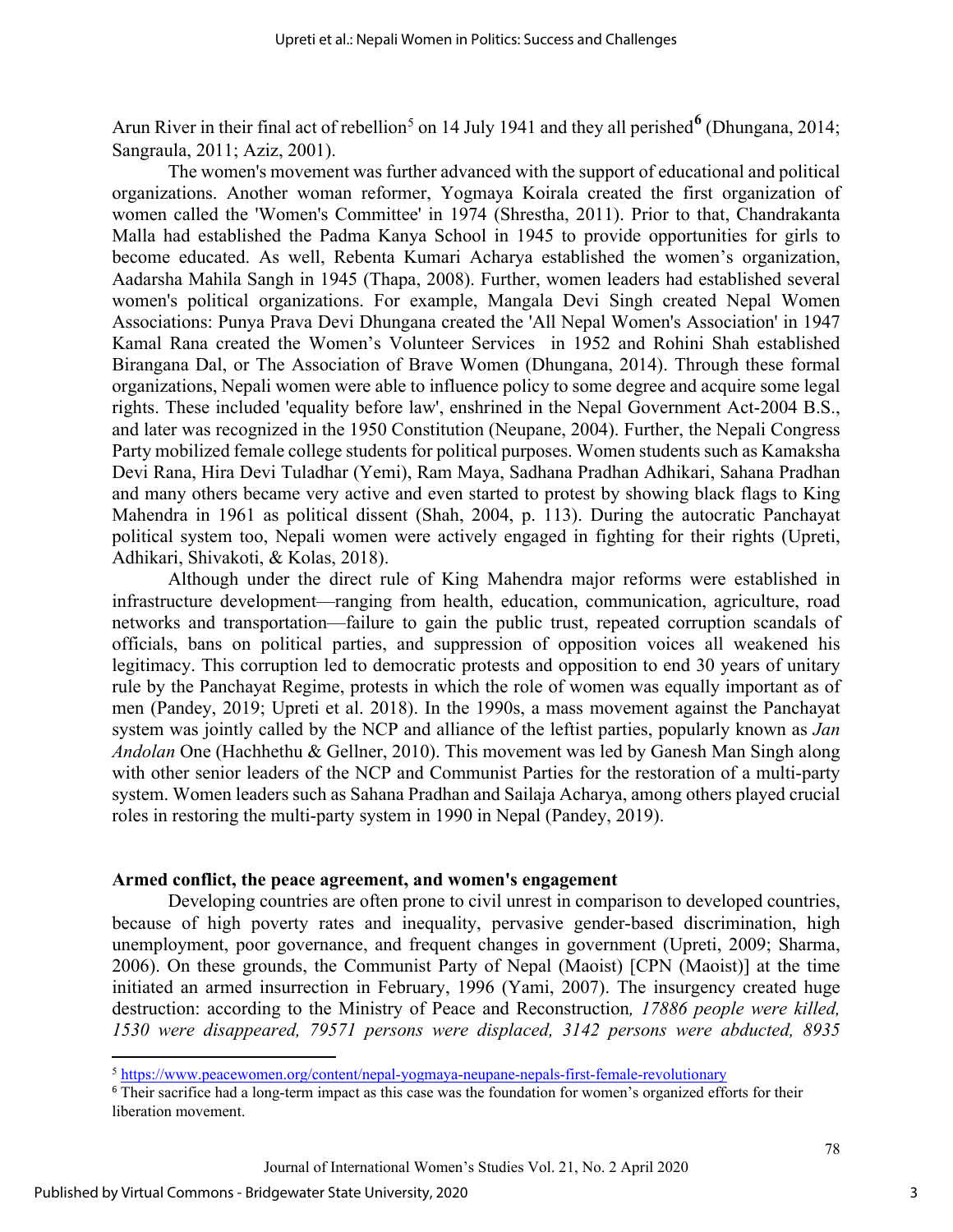Arun River in their final act of rebellion[5] on 14 July 1941 and they all perished[6] (Dhungana, 2014; Sangraula, 2011; Aziz, 2001).

The women's movement was further advanced with the support of educational and political organizations. Another woman reformer, Yogmaya Koirala created the first organization of women called the 'Women's Committee' in 1974 (Shrestha, 2011). Prior to that, Chandrakanta Malla had established the Padma Kanya School in 1945 to provide opportunities for girls to become educated. As well, Rebenta Kumari Acharya established the women's organization, Aadarsha Mahila Sangh in 1945 (Thapa, 2008). Further, women leaders had established several women's political organizations. For example, Mangala Devi Singh created Nepal Women Associations: Punya Prava Devi Dhungana created the 'All Nepal Women's Association' in 1947 Kamal Rana created the Women's Volunteer Services in 1952 and Rohini Shah established Birangana Dal, or The Association of Brave Women (Dhungana, 2014). Through these formal organizations, Nepali women were able to influence policy to some degree and acquire some legal rights. These included 'equality before law', enshrined in the Nepal Government Act-2004 B.S., and later was recognized in the 1950 Constitution (Neupane, 2004). Further, the Nepali Congress Party mobilized female college students for political purposes. Women students such as Kamaksha Devi Rana, Hira Devi Tuladhar (Yemi), Ram Maya, Sadhana Pradhan Adhikari, Sahana Pradhan and many others became very active and even started to protest by showing black flags to King Mahendra in 1961 as political dissent (Shah, 2004, p. 113). During the autocratic Panchayat political system too, Nepali women were actively engaged in fighting for their rights (Upreti, Adhikari, Shivakoti, & Kolas, 2018).

Although under the direct rule of King Mahendra major reforms were established in infrastructure development—ranging from health, education, communication, agriculture, road networks and transportation—failure to gain the public trust, repeated corruption scandals of officials, bans on political parties, and suppression of opposition voices all weakened his legitimacy. This corruption led to democratic protests and opposition to end 30 years of unitary rule by the Panchayat Regime, protests in which the role of women was equally important as of men (Pandey, 2019; Upreti et al. 2018). In the 1990s, a mass movement against the Panchayat system was jointly called by the NCP and alliance of the leftist parties, popularly known as *Jan Andolan* One (Hachhethu & Gellner, 2010). This movement was led by Ganesh Man Singh along with other senior leaders of the NCP and Communist Parties for the restoration of a multi-party system. Women leaders such as Sahana Pradhan and Sailaja Acharya, among others played crucial roles in restoring the multi-party system in 1990 in Nepal (Pandey, 2019).

## Armed conflict, the peace agreement, and women's engagement

Developing countries are often prone to civil unrest in comparison to developed countries, because of high poverty rates and inequality, pervasive gender-based discrimination, high unemployment, poor governance, and frequent changes in government (Upreti, 2009; Sharma, 2006). On these grounds, the Communist Party of Nepal (Maoist) [CPN (Maoist)] at the time initiated an armed insurrection in February, 1996 (Yami, 2007). The insurgency created huge destruction: according to the Ministry of Peace and Reconstruction*, 17886 people were killed, 1530 were disappeared, 79571 persons were displaced, 3142 persons were abducted, 8935*

[5] https://www.peacewomen.org/content/nepal-yogmaya-neupane-nepals-first-female-revolutionary

[6] Their sacrifice had a long-term impact as this case was the foundation for women's organized efforts for their liberation movement.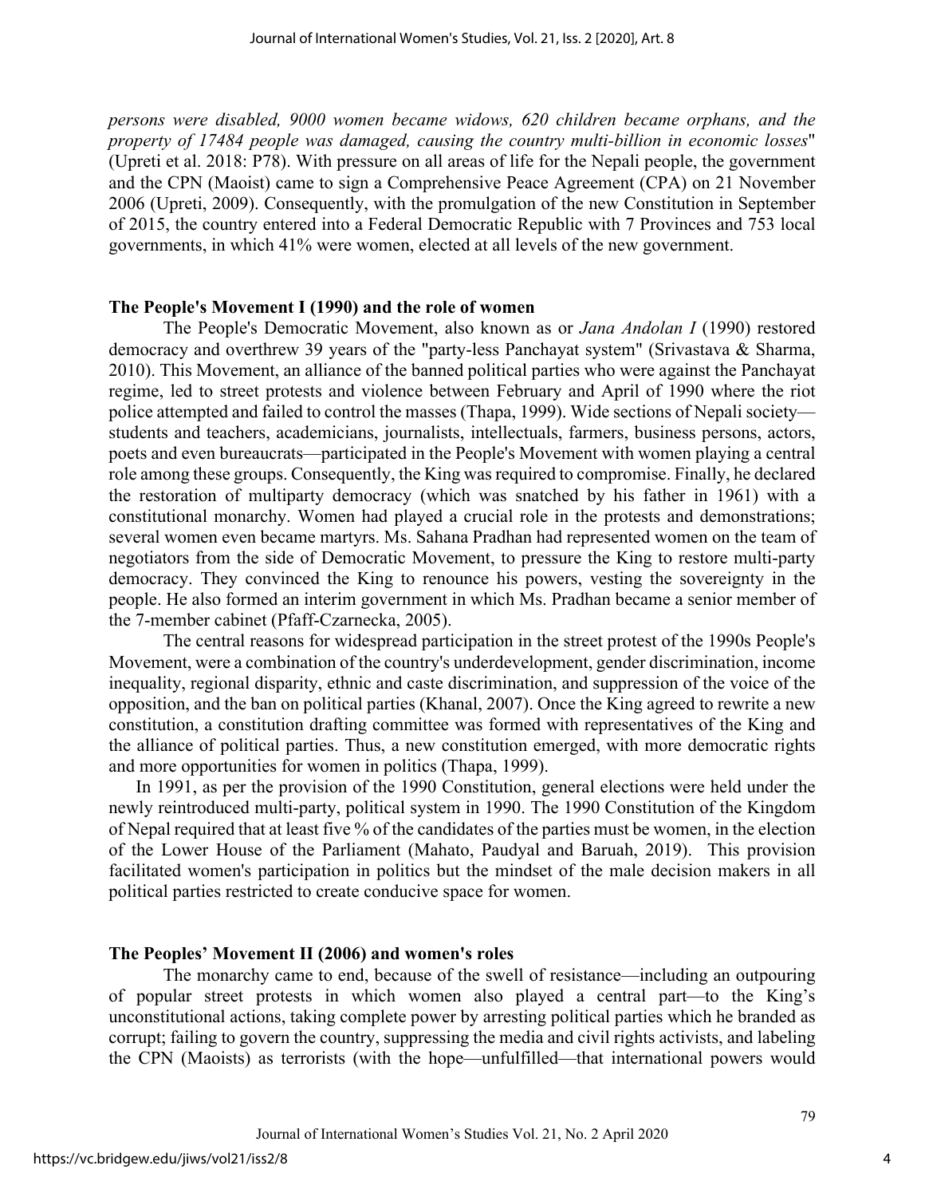*persons were disabled, 9000 women became widows, 620 children became orphans, and the property of 17484 people was damaged, causing the country multi-billion in economic losses*" (Upreti et al. 2018: P78). With pressure on all areas of life for the Nepali people, the government and the CPN (Maoist) came to sign a Comprehensive Peace Agreement (CPA) on 21 November 2006 (Upreti, 2009). Consequently, with the promulgation of the new Constitution in September of 2015, the country entered into a Federal Democratic Republic with 7 Provinces and 753 local governments, in which 41% were women, elected at all levels of the new government.

## The People's Movement I (1990) and the role of women

The People's Democratic Movement, also known as or *Jana Andolan I* (1990) restored democracy and overthrew 39 years of the "party-less Panchayat system" (Srivastava & Sharma, 2010). This Movement, an alliance of the banned political parties who were against the Panchayat regime, led to street protests and violence between February and April of 1990 where the riot police attempted and failed to control the masses (Thapa, 1999). Wide sections of Nepali society—students and teachers, academicians, journalists, intellectuals, farmers, business persons, actors, poets and even bureaucrats—participated in the People's Movement with women playing a central role among these groups. Consequently, the King was required to compromise. Finally, he declared the restoration of multiparty democracy (which was snatched by his father in 1961) with a constitutional monarchy. Women had played a crucial role in the protests and demonstrations; several women even became martyrs. Ms. Sahana Pradhan had represented women on the team of negotiators from the side of Democratic Movement, to pressure the King to restore multi-party democracy. They convinced the King to renounce his powers, vesting the sovereignty in the people. He also formed an interim government in which Ms. Pradhan became a senior member of the 7-member cabinet (Pfaff-Czarnecka, 2005).

The central reasons for widespread participation in the street protest of the 1990s People's Movement, were a combination of the country's underdevelopment, gender discrimination, income inequality, regional disparity, ethnic and caste discrimination, and suppression of the voice of the opposition, and the ban on political parties (Khanal, 2007). Once the King agreed to rewrite a new constitution, a constitution drafting committee was formed with representatives of the King and the alliance of political parties. Thus, a new constitution emerged, with more democratic rights and more opportunities for women in politics (Thapa, 1999).

In 1991, as per the provision of the 1990 Constitution, general elections were held under the newly reintroduced multi-party, political system in 1990. The 1990 Constitution of the Kingdom of Nepal required that at least five % of the candidates of the parties must be women, in the election of the Lower House of the Parliament (Mahato, Paudyal and Baruah, 2019). This provision facilitated women's participation in politics but the mindset of the male decision makers in all political parties restricted to create conducive space for women.

## The Peoples' Movement II (2006) and women's roles

The monarchy came to end, because of the swell of resistance—including an outpouring of popular street protests in which women also played a central part—to the King's unconstitutional actions, taking complete power by arresting political parties which he branded as corrupt; failing to govern the country, suppressing the media and civil rights activists, and labeling the CPN (Maoists) as terrorists (with the hope—unfulfilled—that international powers would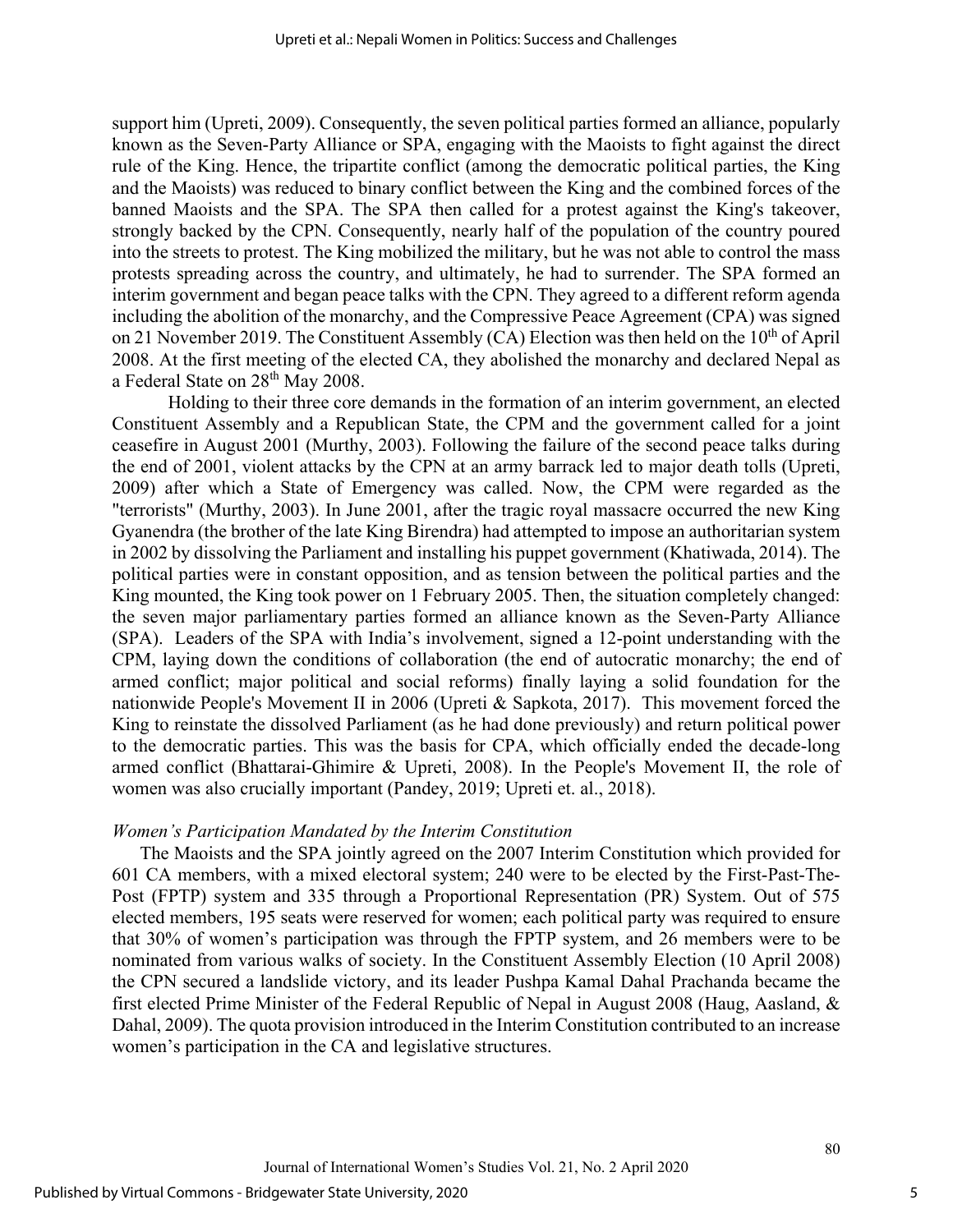support him (Upreti, 2009). Consequently, the seven political parties formed an alliance, popularly known as the Seven-Party Alliance or SPA, engaging with the Maoists to fight against the direct rule of the King. Hence, the tripartite conflict (among the democratic political parties, the King and the Maoists) was reduced to binary conflict between the King and the combined forces of the banned Maoists and the SPA. The SPA then called for a protest against the King's takeover, strongly backed by the CPN. Consequently, nearly half of the population of the country poured into the streets to protest. The King mobilized the military, but he was not able to control the mass protests spreading across the country, and ultimately, he had to surrender. The SPA formed an interim government and began peace talks with the CPN. They agreed to a different reform agenda including the abolition of the monarchy, and the Compressive Peace Agreement (CPA) was signed on 21 November 2019. The Constituent Assembly (CA) Election was then held on the 10th of April 2008. At the first meeting of the elected CA, they abolished the monarchy and declared Nepal as a Federal State on 28th May 2008.

Holding to their three core demands in the formation of an interim government, an elected Constituent Assembly and a Republican State, the CPM and the government called for a joint ceasefire in August 2001 (Murthy, 2003). Following the failure of the second peace talks during the end of 2001, violent attacks by the CPN at an army barrack led to major death tolls (Upreti, 2009) after which a State of Emergency was called. Now, the CPM were regarded as the "terrorists" (Murthy, 2003). In June 2001, after the tragic royal massacre occurred the new King Gyanendra (the brother of the late King Birendra) had attempted to impose an authoritarian system in 2002 by dissolving the Parliament and installing his puppet government (Khatiwada, 2014). The political parties were in constant opposition, and as tension between the political parties and the King mounted, the King took power on 1 February 2005. Then, the situation completely changed: the seven major parliamentary parties formed an alliance known as the Seven-Party Alliance (SPA). Leaders of the SPA with India's involvement, signed a 12-point understanding with the CPM, laying down the conditions of collaboration (the end of autocratic monarchy; the end of armed conflict; major political and social reforms) finally laying a solid foundation for the nationwide People's Movement II in 2006 (Upreti & Sapkota, 2017). This movement forced the King to reinstate the dissolved Parliament (as he had done previously) and return political power to the democratic parties. This was the basis for CPA, which officially ended the decade-long armed conflict (Bhattarai-Ghimire & Upreti, 2008). In the People's Movement II, the role of women was also crucially important (Pandey, 2019; Upreti et. al., 2018).

*Women's Participation Mandated by the Interim Constitution*

The Maoists and the SPA jointly agreed on the 2007 Interim Constitution which provided for 601 CA members, with a mixed electoral system; 240 were to be elected by the First-Past-The-Post (FPTP) system and 335 through a Proportional Representation (PR) System. Out of 575 elected members, 195 seats were reserved for women; each political party was required to ensure that 30% of women's participation was through the FPTP system, and 26 members were to be nominated from various walks of society. In the Constituent Assembly Election (10 April 2008) the CPN secured a landslide victory, and its leader Pushpa Kamal Dahal Prachanda became the first elected Prime Minister of the Federal Republic of Nepal in August 2008 (Haug, Aasland, & Dahal, 2009). The quota provision introduced in the Interim Constitution contributed to an increase women's participation in the CA and legislative structures.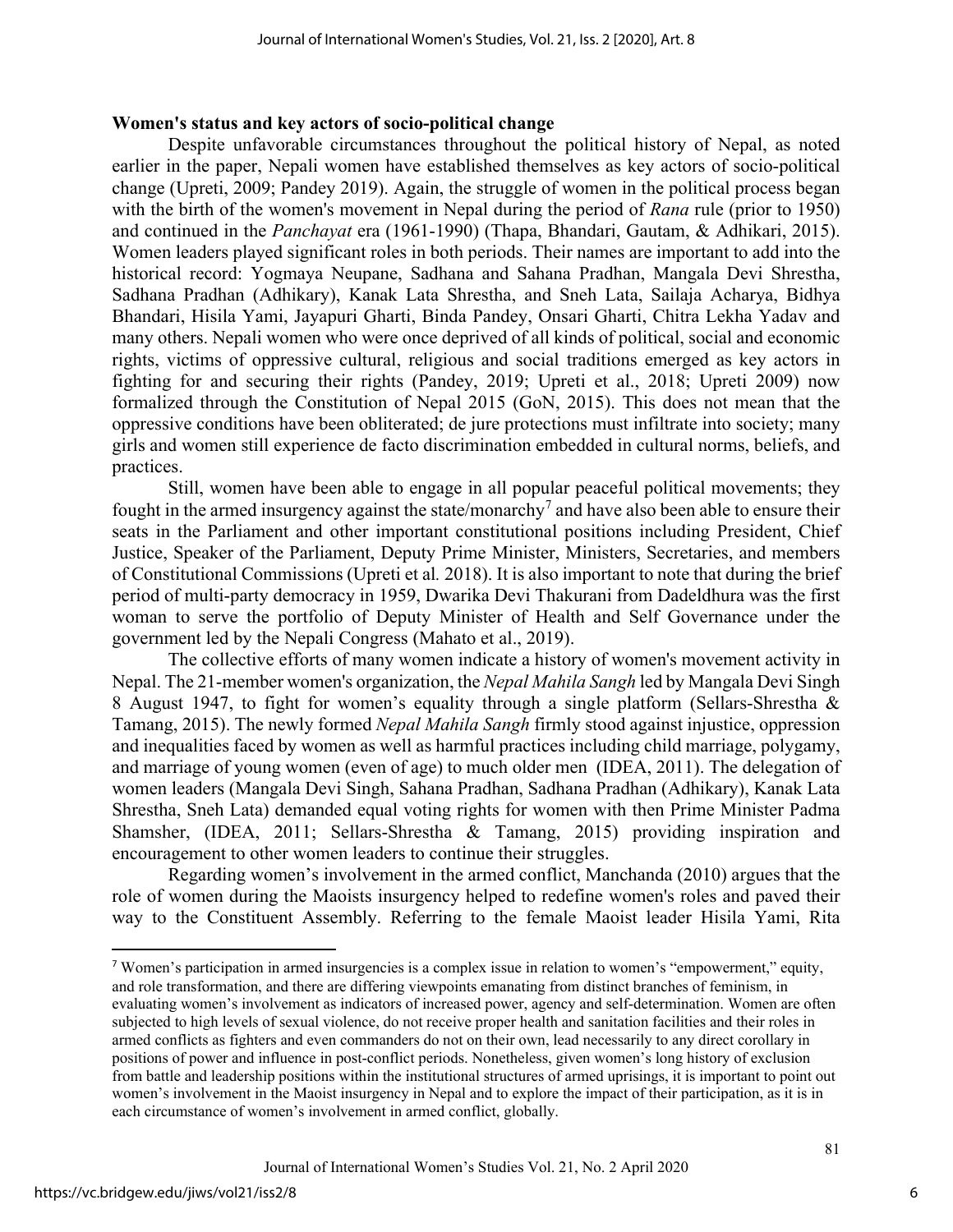**Women's status and key actors of socio-political change**

Despite unfavorable circumstances throughout the political history of Nepal, as noted earlier in the paper, Nepali women have established themselves as key actors of socio-political change (Upreti, 2009; Pandey 2019). Again, the struggle of women in the political process began with the birth of the women's movement in Nepal during the period of *Rana* rule (prior to 1950) and continued in the *Panchayat* era (1961-1990) (Thapa, Bhandari, Gautam, & Adhikari, 2015). Women leaders played significant roles in both periods. Their names are important to add into the historical record: Yogmaya Neupane, Sadhana and Sahana Pradhan, Mangala Devi Shrestha, Sadhana Pradhan (Adhikary), Kanak Lata Shrestha, and Sneh Lata, Sailaja Acharya, Bidhya Bhandari, Hisila Yami, Jayapuri Gharti, Binda Pandey, Onsari Gharti, Chitra Lekha Yadav and many others. Nepali women who were once deprived of all kinds of political, social and economic rights, victims of oppressive cultural, religious and social traditions emerged as key actors in fighting for and securing their rights (Pandey, 2019; Upreti et al., 2018; Upreti 2009) now formalized through the Constitution of Nepal 2015 (GoN, 2015). This does not mean that the oppressive conditions have been obliterated; de jure protections must infiltrate into society; many girls and women still experience de facto discrimination embedded in cultural norms, beliefs, and practices.

Still, women have been able to engage in all popular peaceful political movements; they fought in the armed insurgency against the state/monarchy[7] and have also been able to ensure their seats in the Parliament and other important constitutional positions including President, Chief Justice, Speaker of the Parliament, Deputy Prime Minister, Ministers, Secretaries, and members of Constitutional Commissions (Upreti et al*.* 2018). It is also important to note that during the brief period of multi-party democracy in 1959, Dwarika Devi Thakurani from Dadeldhura was the first woman to serve the portfolio of Deputy Minister of Health and Self Governance under the government led by the Nepali Congress (Mahato et al., 2019).

The collective efforts of many women indicate a history of women's movement activity in Nepal. The 21-member women's organization, the *Nepal Mahila Sangh* led by Mangala Devi Singh 8 August 1947, to fight for women's equality through a single platform (Sellars-Shrestha & Tamang, 2015). The newly formed *Nepal Mahila Sangh* firmly stood against injustice, oppression and inequalities faced by women as well as harmful practices including child marriage, polygamy, and marriage of young women (even of age) to much older men (IDEA, 2011). The delegation of women leaders (Mangala Devi Singh, Sahana Pradhan, Sadhana Pradhan (Adhikary), Kanak Lata Shrestha, Sneh Lata) demanded equal voting rights for women with then Prime Minister Padma Shamsher, (IDEA, 2011; Sellars-Shrestha & Tamang, 2015) providing inspiration and encouragement to other women leaders to continue their struggles.

Regarding women's involvement in the armed conflict, Manchanda (2010) argues that the role of women during the Maoists insurgency helped to redefine women's roles and paved their way to the Constituent Assembly. Referring to the female Maoist leader Hisila Yami, Rita

[7] Women's participation in armed insurgencies is a complex issue in relation to women's "empowerment," equity, and role transformation, and there are differing viewpoints emanating from distinct branches of feminism, in evaluating women's involvement as indicators of increased power, agency and self-determination. Women are often subjected to high levels of sexual violence, do not receive proper health and sanitation facilities and their roles in armed conflicts as fighters and even commanders do not on their own, lead necessarily to any direct corollary in positions of power and influence in post-conflict periods. Nonetheless, given women's long history of exclusion from battle and leadership positions within the institutional structures of armed uprisings, it is important to point out women's involvement in the Maoist insurgency in Nepal and to explore the impact of their participation, as it is in each circumstance of women's involvement in armed conflict, globally.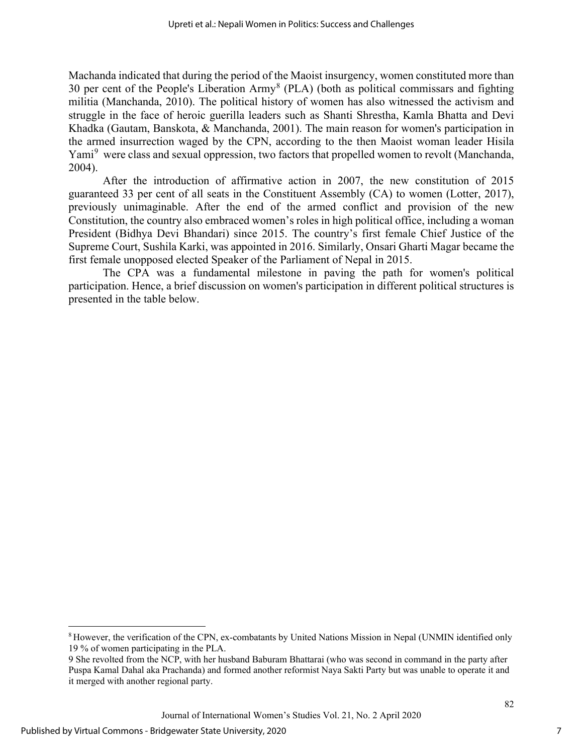Machanda indicated that during the period of the Maoist insurgency, women constituted more than 30 per cent of the People's Liberation Army[8] (PLA) (both as political commissars and fighting militia (Manchanda, 2010). The political history of women has also witnessed the activism and struggle in the face of heroic guerilla leaders such as Shanti Shrestha, Kamla Bhatta and Devi Khadka (Gautam, Banskota, & Manchanda, 2001). The main reason for women's participation in the armed insurrection waged by the CPN, according to the then Maoist woman leader Hisila Yami[9] were class and sexual oppression, two factors that propelled women to revolt (Manchanda, 2004).

After the introduction of affirmative action in 2007, the new constitution of 2015 guaranteed 33 per cent of all seats in the Constituent Assembly (CA) to women (Lotter, 2017), previously unimaginable. After the end of the armed conflict and provision of the new Constitution, the country also embraced women's roles in high political office, including a woman President (Bidhya Devi Bhandari) since 2015. The country's first female Chief Justice of the Supreme Court, Sushila Karki, was appointed in 2016. Similarly, Onsari Gharti Magar became the first female unopposed elected Speaker of the Parliament of Nepal in 2015.

The CPA was a fundamental milestone in paving the path for women's political participation. Hence, a brief discussion on women's participation in different political structures is presented in the table below.

---

[8] However, the verification of the CPN, ex-combatants by United Nations Mission in Nepal (UNMIN identified only 19 % of women participating in the PLA.

9 She revolted from the NCP, with her husband Baburam Bhattarai (who was second in command in the party after Puspa Kamal Dahal aka Prachanda) and formed another reformist Naya Sakti Party but was unable to operate it and it merged with another regional party.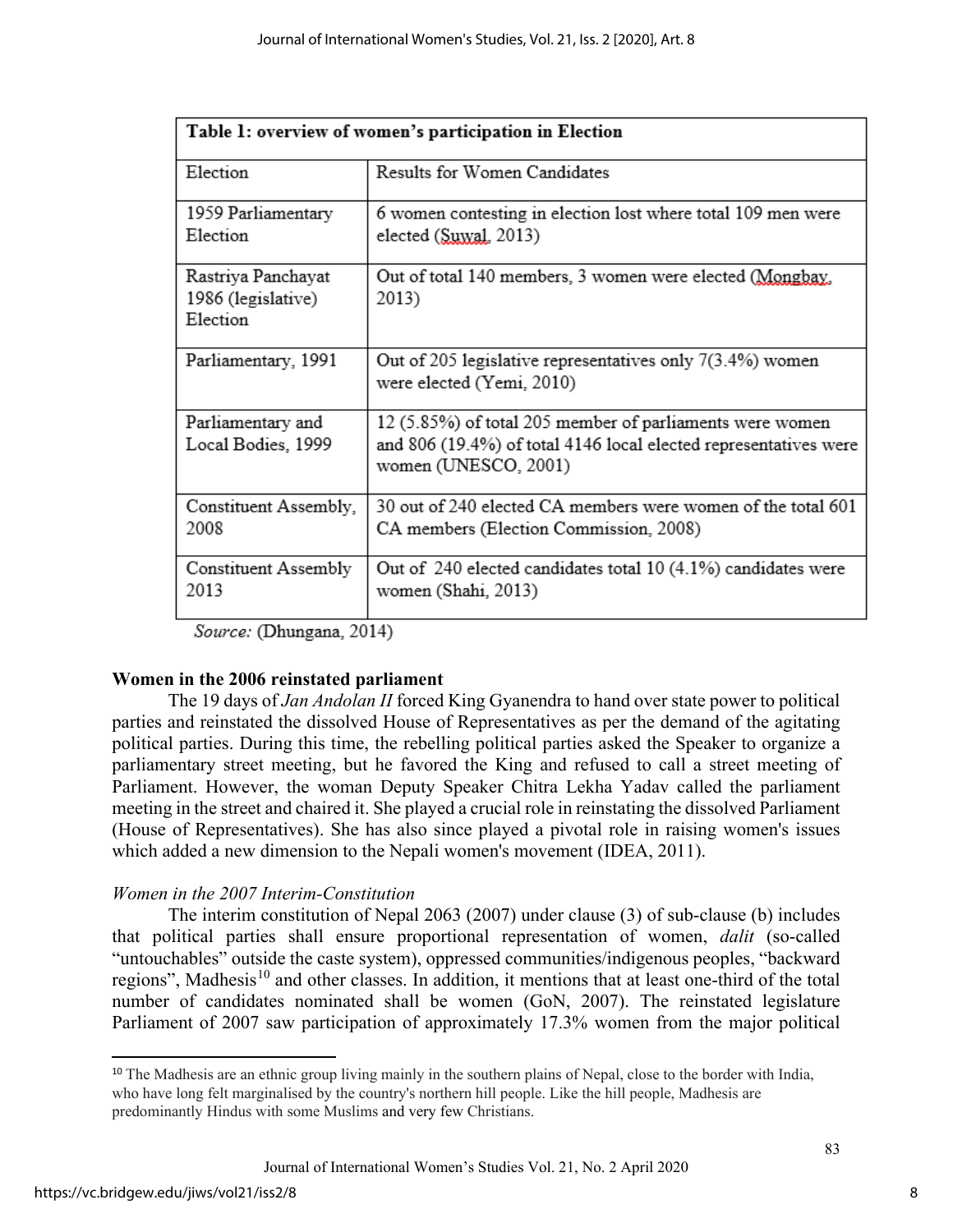| Table 1: overview of women's participation in Election | |
|---|---|
| Election | Results for Women Candidates |
| 1959 Parliamentary Election | 6 women contesting in election lost where total 109 men were elected (Suwal, 2013) |
| Rastriya Panchayat 1986 (legislative) Election | Out of total 140 members, 3 women were elected (Mongbay, 2013) |
| Parliamentary, 1991 | Out of 205 legislative representatives only 7(3.4%) women were elected (Yemi, 2010) |
| Parliamentary and Local Bodies, 1999 | 12 (5.85%) of total 205 member of parliaments were women and 806 (19.4%) of total 4146 local elected representatives were women (UNESCO, 2001) |
| Constituent Assembly, 2008 | 30 out of 240 elected CA members were women of the total 601 CA members (Election Commission, 2008) |
| Constituent Assembly 2013 | Out of 240 elected candidates total 10 (4.1%) candidates were women (Shahi, 2013) |

*Source:* (Dhungana, 2014)

## Women in the 2006 reinstated parliament

The 19 days of *Jan Andolan II* forced King Gyanendra to hand over state power to political parties and reinstated the dissolved House of Representatives as per the demand of the agitating political parties. During this time, the rebelling political parties asked the Speaker to organize a parliamentary street meeting, but he favored the King and refused to call a street meeting of Parliament. However, the woman Deputy Speaker Chitra Lekha Yadav called the parliament meeting in the street and chaired it. She played a crucial role in reinstating the dissolved Parliament (House of Representatives). She has also since played a pivotal role in raising women's issues which added a new dimension to the Nepali women's movement (IDEA, 2011).

### *Women in the 2007 Interim-Constitution*

The interim constitution of Nepal 2063 (2007) under clause (3) of sub-clause (b) includes that political parties shall ensure proportional representation of women, *dalit* (so-called "untouchables" outside the caste system), oppressed communities/indigenous peoples, "backward regions", Madhesis[10] and other classes. In addition, it mentions that at least one-third of the total number of candidates nominated shall be women (GoN, 2007). The reinstated legislature Parliament of 2007 saw participation of approximately 17.3% women from the major political

[10] The Madhesis are an ethnic group living mainly in the southern plains of Nepal, close to the border with India, who have long felt marginalised by the country's northern hill people. Like the hill people, Madhesis are predominantly Hindus with some Muslims and very few Christians.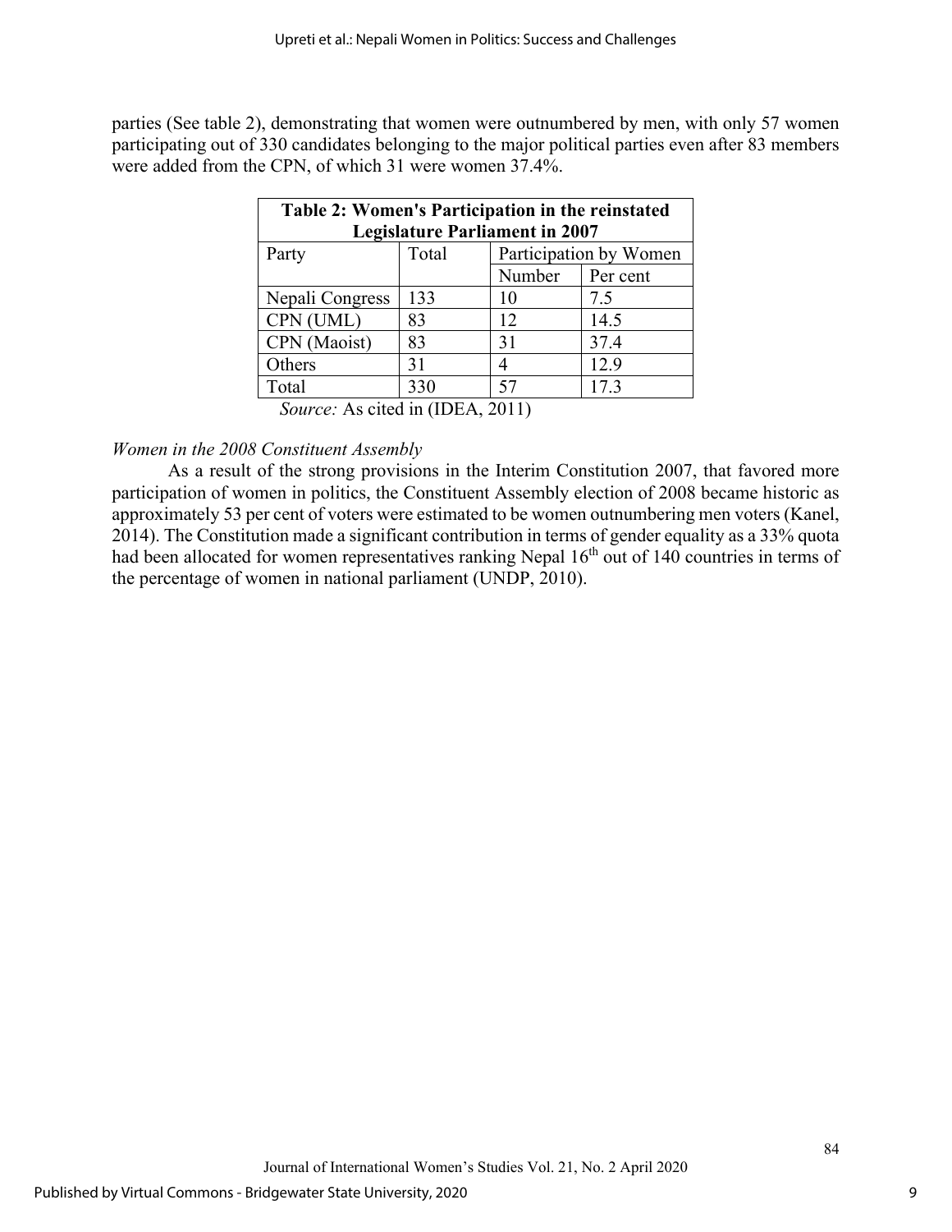parties (See table 2), demonstrating that women were outnumbered by men, with only 57 women participating out of 330 candidates belonging to the major political parties even after 83 members were added from the CPN, of which 31 were women 37.4%.

**Table 2: Women's Participation in the reinstated Legislature Parliament in 2007**

| Party | Total | Participation by Women | |
|---|---|---|---|
| | | Number | Per cent |
| Nepali Congress | 133 | 10 | 7.5 |
| CPN (UML) | 83 | 12 | 14.5 |
| CPN (Maoist) | 83 | 31 | 37.4 |
| Others | 31 | 4 | 12.9 |
| Total | 330 | 57 | 17.3 |

*Source:* As cited in (IDEA, 2011)

*Women in the 2008 Constituent Assembly*

As a result of the strong provisions in the Interim Constitution 2007, that favored more participation of women in politics, the Constituent Assembly election of 2008 became historic as approximately 53 per cent of voters were estimated to be women outnumbering men voters (Kanel, 2014). The Constitution made a significant contribution in terms of gender equality as a 33% quota had been allocated for women representatives ranking Nepal 16th out of 140 countries in terms of the percentage of women in national parliament (UNDP, 2010).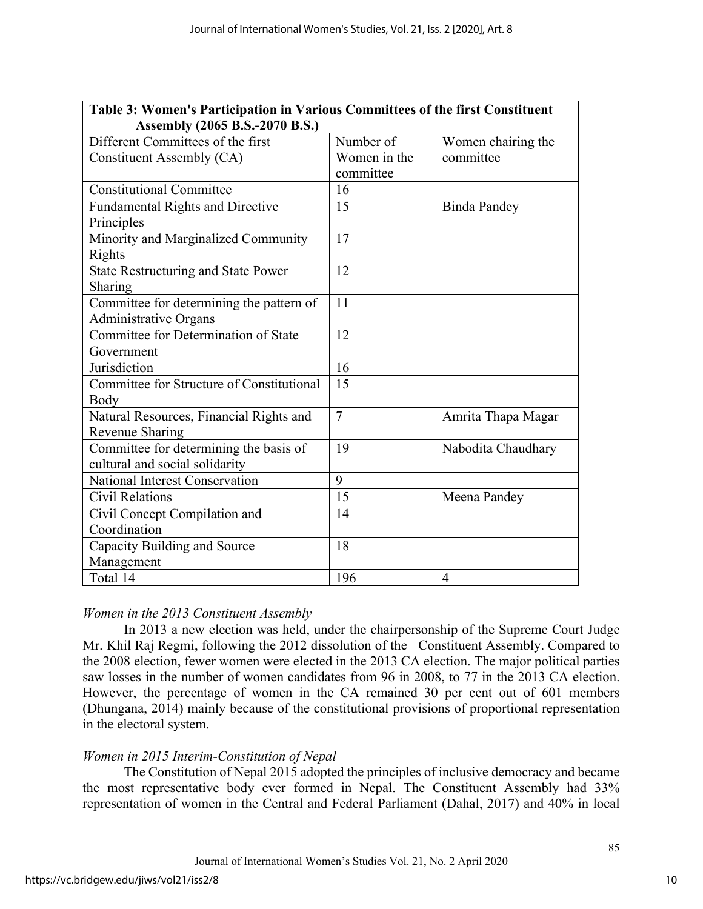**Table 3: Women's Participation in Various Committees of the first Constituent Assembly (2065 B.S.-2070 B.S.)**

| Different Committees of the first Constituent Assembly (CA) | Number of Women in the committee | Women chairing the committee |
|---|---|---|
| Constitutional Committee | 16 | |
| Fundamental Rights and Directive Principles | 15 | Binda Pandey |
| Minority and Marginalized Community Rights | 17 | |
| State Restructuring and State Power Sharing | 12 | |
| Committee for determining the pattern of Administrative Organs | 11 | |
| Committee for Determination of State Government | 12 | |
| Jurisdiction | 16 | |
| Committee for Structure of Constitutional Body | 15 | |
| Natural Resources, Financial Rights and Revenue Sharing | 7 | Amrita Thapa Magar |
| Committee for determining the basis of cultural and social solidarity | 19 | Nabodita Chaudhary |
| National Interest Conservation | 9 | |
| Civil Relations | 15 | Meena Pandey |
| Civil Concept Compilation and Coordination | 14 | |
| Capacity Building and Source Management | 18 | |
| Total 14 | 196 | 4 |

*Women in the 2013 Constituent Assembly*

In 2013 a new election was held, under the chairpersonship of the Supreme Court Judge Mr. Khil Raj Regmi, following the 2012 dissolution of the Constituent Assembly. Compared to the 2008 election, fewer women were elected in the 2013 CA election. The major political parties saw losses in the number of women candidates from 96 in 2008, to 77 in the 2013 CA election. However, the percentage of women in the CA remained 30 per cent out of 601 members (Dhungana, 2014) mainly because of the constitutional provisions of proportional representation in the electoral system.

*Women in 2015 Interim-Constitution of Nepal*

The Constitution of Nepal 2015 adopted the principles of inclusive democracy and became the most representative body ever formed in Nepal. The Constituent Assembly had 33% representation of women in the Central and Federal Parliament (Dahal, 2017) and 40% in local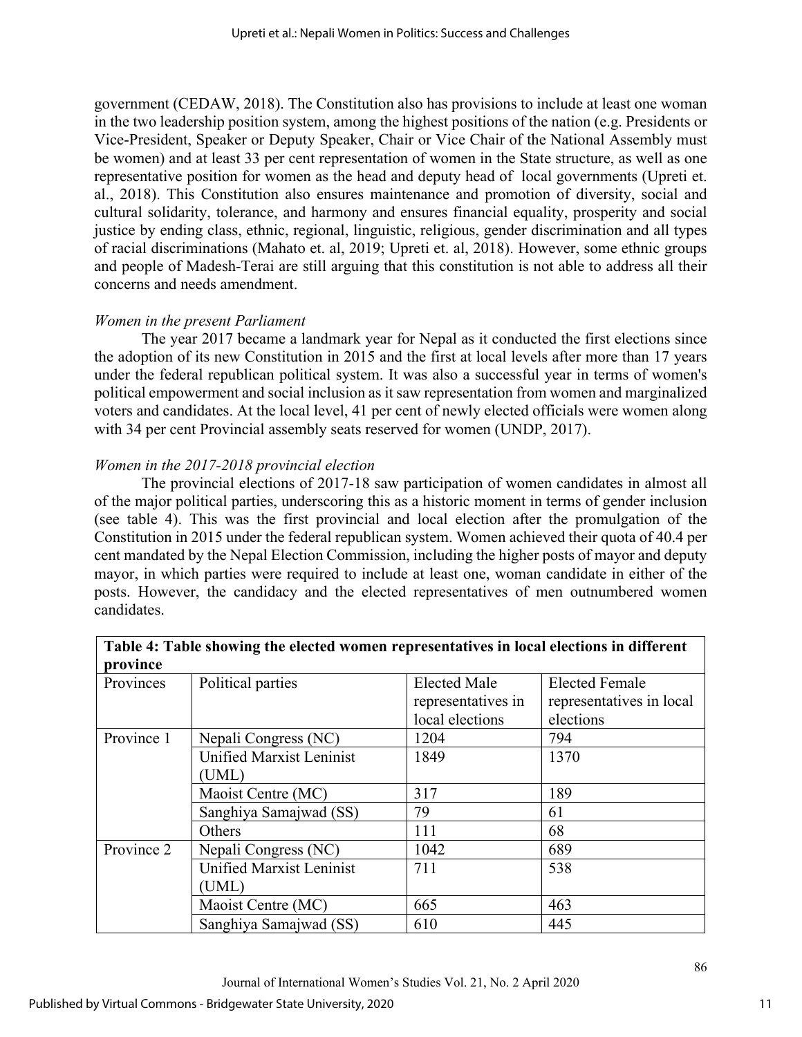government (CEDAW, 2018). The Constitution also has provisions to include at least one woman in the two leadership position system, among the highest positions of the nation (e.g. Presidents or Vice-President, Speaker or Deputy Speaker, Chair or Vice Chair of the National Assembly must be women) and at least 33 per cent representation of women in the State structure, as well as one representative position for women as the head and deputy head of local governments (Upreti et. al., 2018). This Constitution also ensures maintenance and promotion of diversity, social and cultural solidarity, tolerance, and harmony and ensures financial equality, prosperity and social justice by ending class, ethnic, regional, linguistic, religious, gender discrimination and all types of racial discriminations (Mahato et. al, 2019; Upreti et. al, 2018). However, some ethnic groups and people of Madesh-Terai are still arguing that this constitution is not able to address all their concerns and needs amendment.

*Women in the present Parliament*

The year 2017 became a landmark year for Nepal as it conducted the first elections since the adoption of its new Constitution in 2015 and the first at local levels after more than 17 years under the federal republican political system. It was also a successful year in terms of women's political empowerment and social inclusion as it saw representation from women and marginalized voters and candidates. At the local level, 41 per cent of newly elected officials were women along with 34 per cent Provincial assembly seats reserved for women (UNDP, 2017).

*Women in the 2017-2018 provincial election*

The provincial elections of 2017-18 saw participation of women candidates in almost all of the major political parties, underscoring this as a historic moment in terms of gender inclusion (see table 4). This was the first provincial and local election after the promulgation of the Constitution in 2015 under the federal republican system. Women achieved their quota of 40.4 per cent mandated by the Nepal Election Commission, including the higher posts of mayor and deputy mayor, in which parties were required to include at least one, woman candidate in either of the posts. However, the candidacy and the elected representatives of men outnumbered women candidates.

**Table 4: Table showing the elected women representatives in local elections in different province**

| Provinces | Political parties | Elected Male representatives in local elections | Elected Female representatives in local elections |
|---|---|---|---|
| Province 1 | Nepali Congress (NC) | 1204 | 794 |
| | Unified Marxist Leninist (UML) | 1849 | 1370 |
| | Maoist Centre (MC) | 317 | 189 |
| | Sanghiya Samajwad (SS) | 79 | 61 |
| | Others | 111 | 68 |
| Province 2 | Nepali Congress (NC) | 1042 | 689 |
| | Unified Marxist Leninist (UML) | 711 | 538 |
| | Maoist Centre (MC) | 665 | 463 |
| | Sanghiya Samajwad (SS) | 610 | 445 |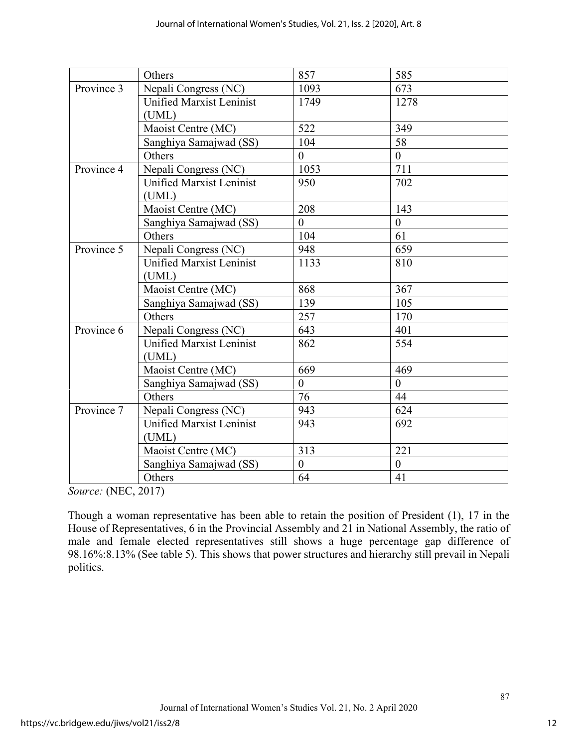| | Others | 857 | 585 |
|---|---|---|---|
| Province 3 | Nepali Congress (NC) | 1093 | 673 |
| | Unified Marxist Leninist (UML) | 1749 | 1278 |
| | Maoist Centre (MC) | 522 | 349 |
| | Sanghiya Samajwad (SS) | 104 | 58 |
| | Others | 0 | 0 |
| Province 4 | Nepali Congress (NC) | 1053 | 711 |
| | Unified Marxist Leninist (UML) | 950 | 702 |
| | Maoist Centre (MC) | 208 | 143 |
| | Sanghiya Samajwad (SS) | 0 | 0 |
| | Others | 104 | 61 |
| Province 5 | Nepali Congress (NC) | 948 | 659 |
| | Unified Marxist Leninist (UML) | 1133 | 810 |
| | Maoist Centre (MC) | 868 | 367 |
| | Sanghiya Samajwad (SS) | 139 | 105 |
| | Others | 257 | 170 |
| Province 6 | Nepali Congress (NC) | 643 | 401 |
| | Unified Marxist Leninist (UML) | 862 | 554 |
| | Maoist Centre (MC) | 669 | 469 |
| | Sanghiya Samajwad (SS) | 0 | 0 |
| | Others | 76 | 44 |
| Province 7 | Nepali Congress (NC) | 943 | 624 |
| | Unified Marxist Leninist (UML) | 943 | 692 |
| | Maoist Centre (MC) | 313 | 221 |
| | Sanghiya Samajwad (SS) | 0 | 0 |
| | Others | 64 | 41 |

*Source:* (NEC, 2017)

Though a woman representative has been able to retain the position of President (1), 17 in the House of Representatives, 6 in the Provincial Assembly and 21 in National Assembly, the ratio of male and female elected representatives still shows a huge percentage gap difference of 98.16%:8.13% (See table 5). This shows that power structures and hierarchy still prevail in Nepali politics.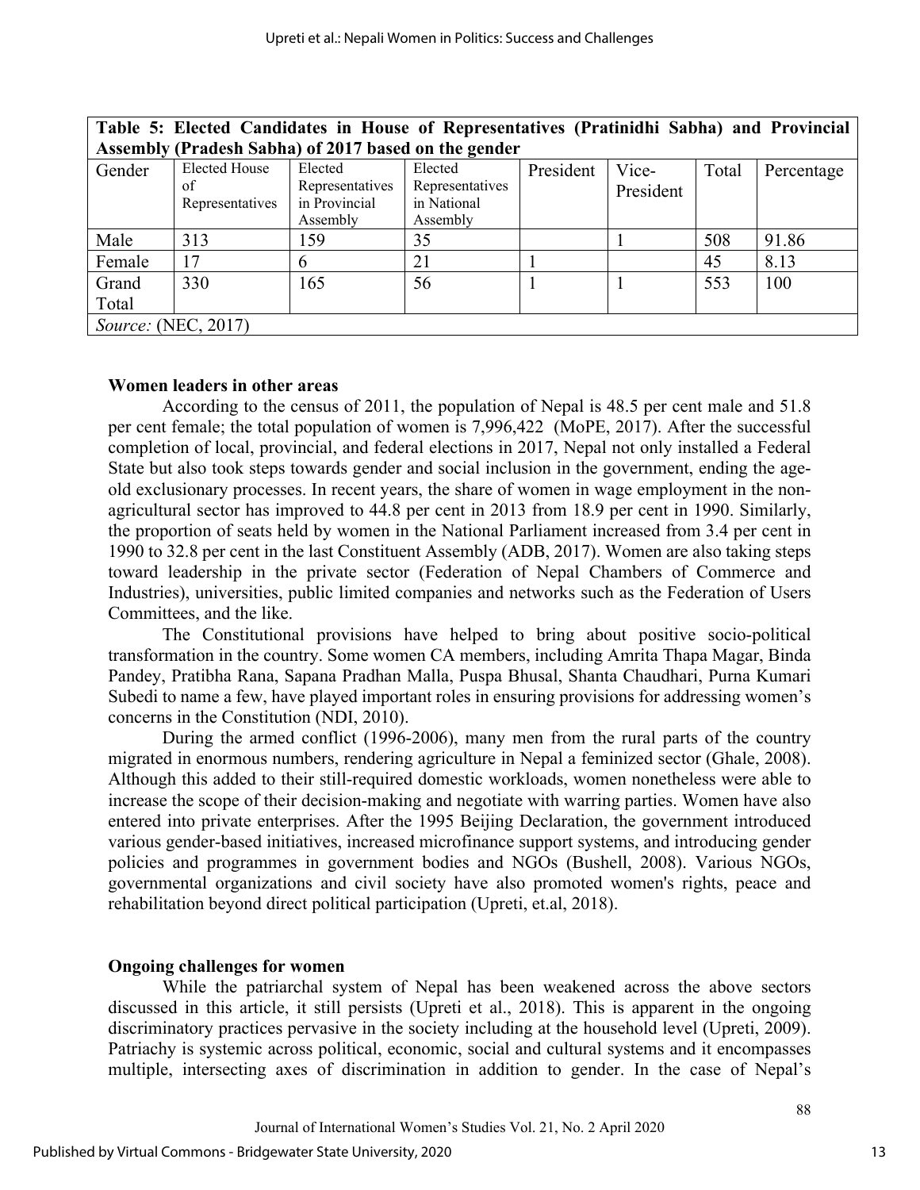**Table 5: Elected Candidates in House of Representatives (Pratinidhi Sabha) and Provincial Assembly (Pradesh Sabha) of 2017 based on the gender**

| Gender | Elected House of Representatives | Elected Representatives in Provincial Assembly | Elected Representatives in National Assembly | President | Vice-President | Total | Percentage |
|---|---|---|---|---|---|---|---|
| Male | 313 | 159 | 35 | | 1 | 508 | 91.86 |
| Female | 17 | 6 | 21 | 1 | | 45 | 8.13 |
| Grand Total | 330 | 165 | 56 | 1 | 1 | 553 | 100 |

*Source:* (NEC, 2017)

**Women leaders in other areas**

According to the census of 2011, the population of Nepal is 48.5 per cent male and 51.8 per cent female; the total population of women is 7,996,422 (MoPE, 2017). After the successful completion of local, provincial, and federal elections in 2017, Nepal not only installed a Federal State but also took steps towards gender and social inclusion in the government, ending the age-old exclusionary processes. In recent years, the share of women in wage employment in the non-agricultural sector has improved to 44.8 per cent in 2013 from 18.9 per cent in 1990. Similarly, the proportion of seats held by women in the National Parliament increased from 3.4 per cent in 1990 to 32.8 per cent in the last Constituent Assembly (ADB, 2017). Women are also taking steps toward leadership in the private sector (Federation of Nepal Chambers of Commerce and Industries), universities, public limited companies and networks such as the Federation of Users Committees, and the like.

The Constitutional provisions have helped to bring about positive socio-political transformation in the country. Some women CA members, including Amrita Thapa Magar, Binda Pandey, Pratibha Rana, Sapana Pradhan Malla, Puspa Bhusal, Shanta Chaudhari, Purna Kumari Subedi to name a few, have played important roles in ensuring provisions for addressing women's concerns in the Constitution (NDI, 2010).

During the armed conflict (1996-2006), many men from the rural parts of the country migrated in enormous numbers, rendering agriculture in Nepal a feminized sector (Ghale, 2008). Although this added to their still-required domestic workloads, women nonetheless were able to increase the scope of their decision-making and negotiate with warring parties. Women have also entered into private enterprises. After the 1995 Beijing Declaration, the government introduced various gender-based initiatives, increased microfinance support systems, and introducing gender policies and programmes in government bodies and NGOs (Bushell, 2008). Various NGOs, governmental organizations and civil society have also promoted women's rights, peace and rehabilitation beyond direct political participation (Upreti, et.al, 2018).

**Ongoing challenges for women**

While the patriarchal system of Nepal has been weakened across the above sectors discussed in this article, it still persists (Upreti et al., 2018). This is apparent in the ongoing discriminatory practices pervasive in the society including at the household level (Upreti, 2009). Patriachy is systemic across political, economic, social and cultural systems and it encompasses multiple, intersecting axes of discrimination in addition to gender. In the case of Nepal's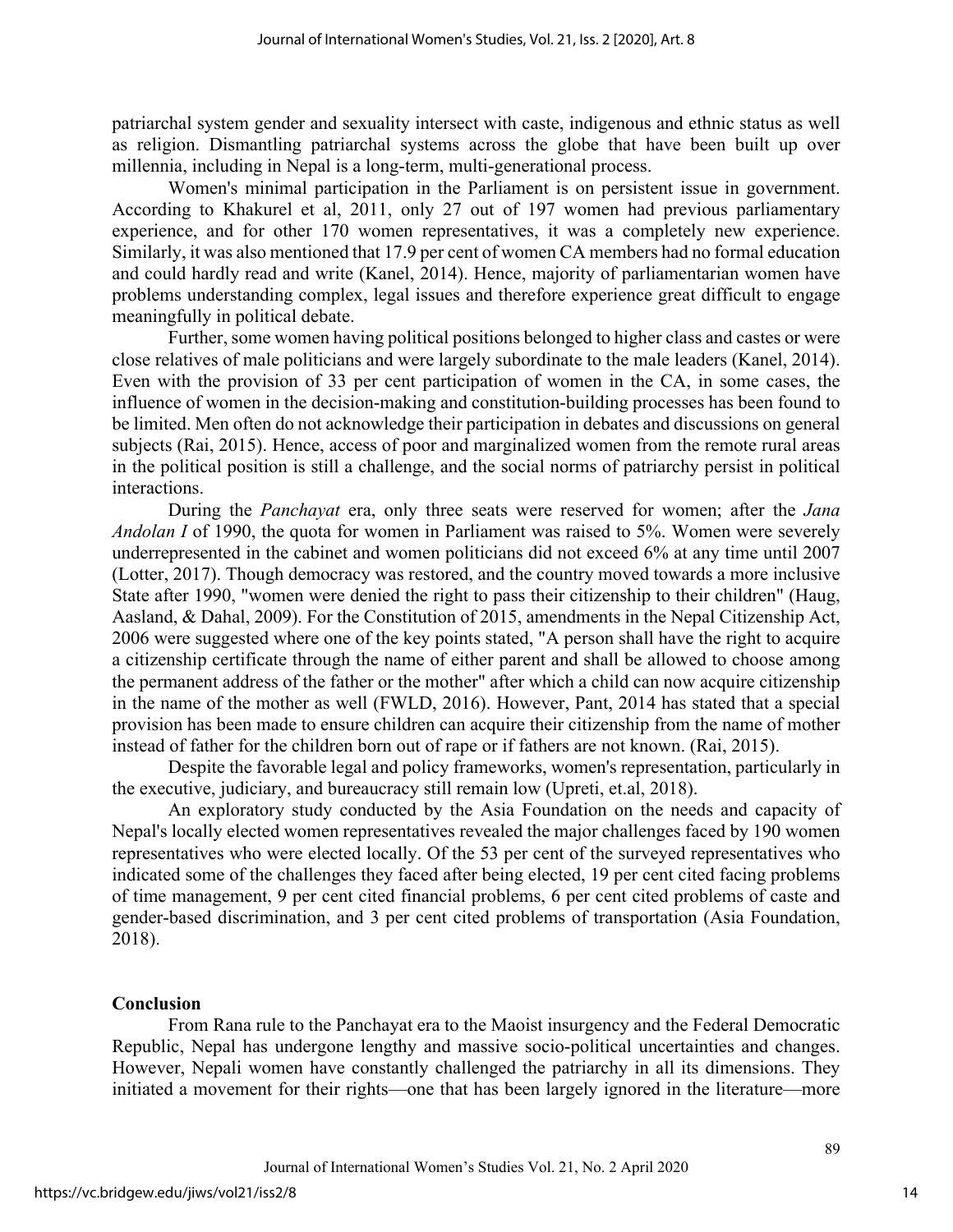patriarchal system gender and sexuality intersect with caste, indigenous and ethnic status as well as religion. Dismantling patriarchal systems across the globe that have been built up over millennia, including in Nepal is a long-term, multi-generational process.

Women's minimal participation in the Parliament is on persistent issue in government. According to Khakurel et al, 2011, only 27 out of 197 women had previous parliamentary experience, and for other 170 women representatives, it was a completely new experience. Similarly, it was also mentioned that 17.9 per cent of women CA members had no formal education and could hardly read and write (Kanel, 2014). Hence, majority of parliamentarian women have problems understanding complex, legal issues and therefore experience great difficult to engage meaningfully in political debate.

Further, some women having political positions belonged to higher class and castes or were close relatives of male politicians and were largely subordinate to the male leaders (Kanel, 2014). Even with the provision of 33 per cent participation of women in the CA, in some cases, the influence of women in the decision-making and constitution-building processes has been found to be limited. Men often do not acknowledge their participation in debates and discussions on general subjects (Rai, 2015). Hence, access of poor and marginalized women from the remote rural areas in the political position is still a challenge, and the social norms of patriarchy persist in political interactions.

During the *Panchayat* era, only three seats were reserved for women; after the *Jana Andolan I* of 1990, the quota for women in Parliament was raised to 5%. Women were severely underrepresented in the cabinet and women politicians did not exceed 6% at any time until 2007 (Lotter, 2017). Though democracy was restored, and the country moved towards a more inclusive State after 1990, "women were denied the right to pass their citizenship to their children" (Haug, Aasland, & Dahal, 2009). For the Constitution of 2015, amendments in the Nepal Citizenship Act, 2006 were suggested where one of the key points stated, "A person shall have the right to acquire a citizenship certificate through the name of either parent and shall be allowed to choose among the permanent address of the father or the mother" after which a child can now acquire citizenship in the name of the mother as well (FWLD, 2016). However, Pant, 2014 has stated that a special provision has been made to ensure children can acquire their citizenship from the name of mother instead of father for the children born out of rape or if fathers are not known. (Rai, 2015).

Despite the favorable legal and policy frameworks, women's representation, particularly in the executive, judiciary, and bureaucracy still remain low (Upreti, et.al, 2018).

An exploratory study conducted by the Asia Foundation on the needs and capacity of Nepal's locally elected women representatives revealed the major challenges faced by 190 women representatives who were elected locally. Of the 53 per cent of the surveyed representatives who indicated some of the challenges they faced after being elected, 19 per cent cited facing problems of time management, 9 per cent cited financial problems, 6 per cent cited problems of caste and gender-based discrimination, and 3 per cent cited problems of transportation (Asia Foundation, 2018).

## Conclusion

From Rana rule to the Panchayat era to the Maoist insurgency and the Federal Democratic Republic, Nepal has undergone lengthy and massive socio-political uncertainties and changes. However, Nepali women have constantly challenged the patriarchy in all its dimensions. They initiated a movement for their rights—one that has been largely ignored in the literature—more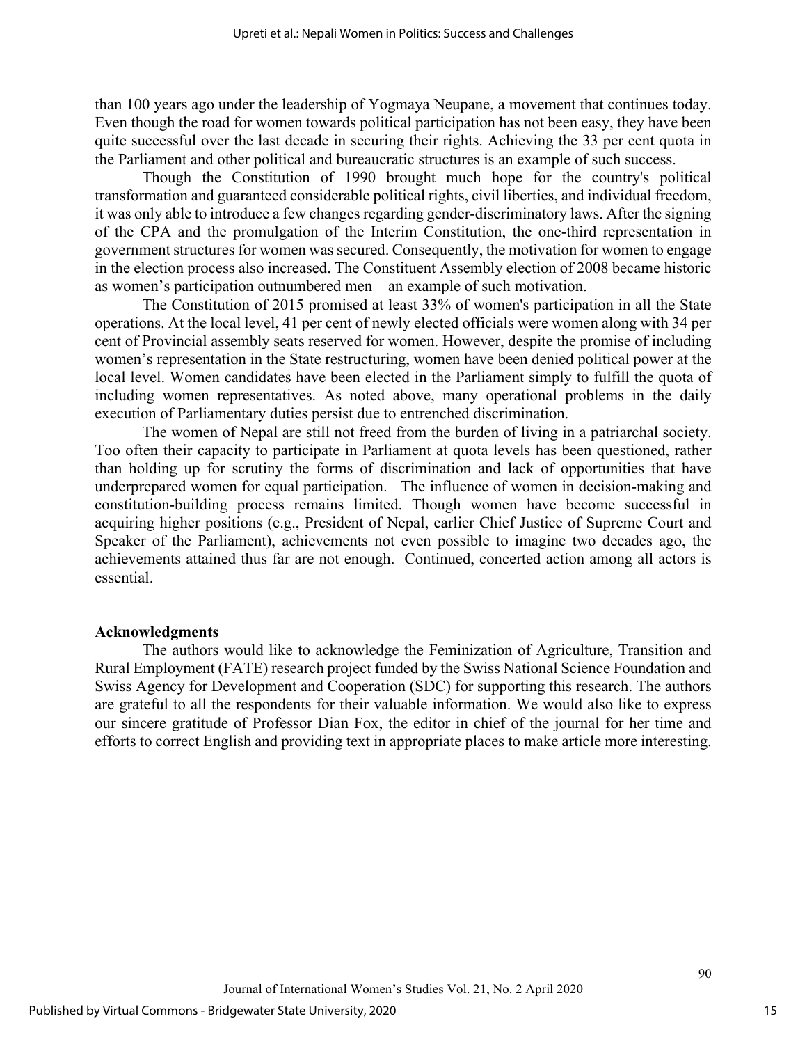than 100 years ago under the leadership of Yogmaya Neupane, a movement that continues today. Even though the road for women towards political participation has not been easy, they have been quite successful over the last decade in securing their rights. Achieving the 33 per cent quota in the Parliament and other political and bureaucratic structures is an example of such success.

Though the Constitution of 1990 brought much hope for the country's political transformation and guaranteed considerable political rights, civil liberties, and individual freedom, it was only able to introduce a few changes regarding gender-discriminatory laws. After the signing of the CPA and the promulgation of the Interim Constitution, the one-third representation in government structures for women was secured. Consequently, the motivation for women to engage in the election process also increased. The Constituent Assembly election of 2008 became historic as women's participation outnumbered men—an example of such motivation.

The Constitution of 2015 promised at least 33% of women's participation in all the State operations. At the local level, 41 per cent of newly elected officials were women along with 34 per cent of Provincial assembly seats reserved for women. However, despite the promise of including women's representation in the State restructuring, women have been denied political power at the local level. Women candidates have been elected in the Parliament simply to fulfill the quota of including women representatives. As noted above, many operational problems in the daily execution of Parliamentary duties persist due to entrenched discrimination.

The women of Nepal are still not freed from the burden of living in a patriarchal society. Too often their capacity to participate in Parliament at quota levels has been questioned, rather than holding up for scrutiny the forms of discrimination and lack of opportunities that have underprepared women for equal participation. The influence of women in decision-making and constitution-building process remains limited. Though women have become successful in acquiring higher positions (e.g., President of Nepal, earlier Chief Justice of Supreme Court and Speaker of the Parliament), achievements not even possible to imagine two decades ago, the achievements attained thus far are not enough. Continued, concerted action among all actors is essential.

## Acknowledgments

The authors would like to acknowledge the Feminization of Agriculture, Transition and Rural Employment (FATE) research project funded by the Swiss National Science Foundation and Swiss Agency for Development and Cooperation (SDC) for supporting this research. The authors are grateful to all the respondents for their valuable information. We would also like to express our sincere gratitude of Professor Dian Fox, the editor in chief of the journal for her time and efforts to correct English and providing text in appropriate places to make article more interesting.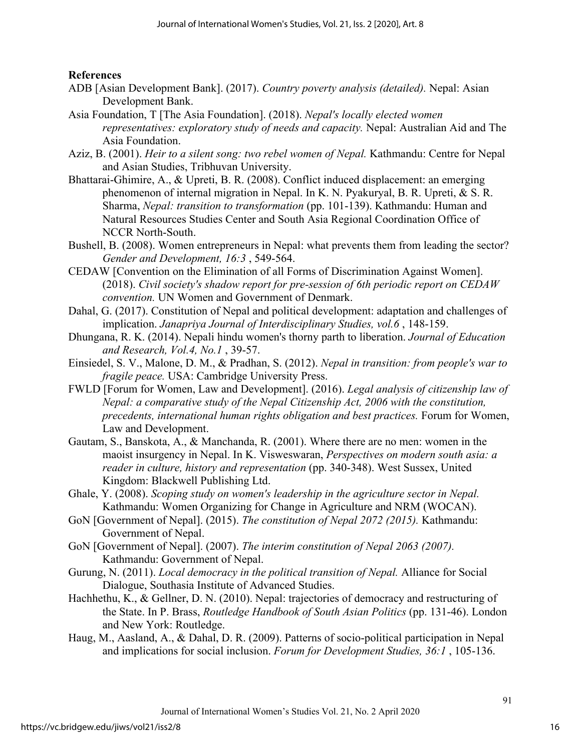**References**

ADB [Asian Development Bank]. (2017). *Country poverty analysis (detailed).* Nepal: Asian Development Bank.

Asia Foundation, T [The Asia Foundation]. (2018). *Nepal's locally elected women representatives: exploratory study of needs and capacity.* Nepal: Australian Aid and The Asia Foundation.

Aziz, B. (2001). *Heir to a silent song: two rebel women of Nepal.* Kathmandu: Centre for Nepal and Asian Studies, Tribhuvan University.

Bhattarai-Ghimire, A., & Upreti, B. R. (2008). Conflict induced displacement: an emerging phenomenon of internal migration in Nepal. In K. N. Pyakuryal, B. R. Upreti, & S. R. Sharma, *Nepal: transition to transformation* (pp. 101-139). Kathmandu: Human and Natural Resources Studies Center and South Asia Regional Coordination Office of NCCR North-South.

Bushell, B. (2008). Women entrepreneurs in Nepal: what prevents them from leading the sector? *Gender and Development, 16:3* , 549-564.

CEDAW [Convention on the Elimination of all Forms of Discrimination Against Women]. (2018). *Civil society's shadow report for pre-session of 6th periodic report on CEDAW convention.* UN Women and Government of Denmark.

Dahal, G. (2017). Constitution of Nepal and political development: adaptation and challenges of implication. *Janapriya Journal of Interdisciplinary Studies, vol.6* , 148-159.

Dhungana, R. K. (2014). Nepali hindu women's thorny parth to liberation. *Journal of Education and Research, Vol.4, No.1* , 39-57.

Einsiedel, S. V., Malone, D. M., & Pradhan, S. (2012). *Nepal in transition: from people's war to fragile peace.* USA: Cambridge University Press.

FWLD [Forum for Women, Law and Development]. (2016). *Legal analysis of citizenship law of Nepal: a comparative study of the Nepal Citizenship Act, 2006 with the constitution, precedents, international human rights obligation and best practices.* Forum for Women, Law and Development.

Gautam, S., Banskota, A., & Manchanda, R. (2001). Where there are no men: women in the maoist insurgency in Nepal. In K. Visweswaran, *Perspectives on modern south asia: a reader in culture, history and representation* (pp. 340-348). West Sussex, United Kingdom: Blackwell Publishing Ltd.

Ghale, Y. (2008). *Scoping study on women's leadership in the agriculture sector in Nepal.* Kathmandu: Women Organizing for Change in Agriculture and NRM (WOCAN).

GoN [Government of Nepal]. (2015). *The constitution of Nepal 2072 (2015).* Kathmandu: Government of Nepal.

GoN [Government of Nepal]. (2007). *The interim constitution of Nepal 2063 (2007).* Kathmandu: Government of Nepal.

Gurung, N. (2011). *Local democracy in the political transition of Nepal.* Alliance for Social Dialogue, Southasia Institute of Advanced Studies.

Hachhethu, K., & Gellner, D. N. (2010). Nepal: trajectories of democracy and restructuring of the State. In P. Brass, *Routledge Handbook of South Asian Politics* (pp. 131-46). London and New York: Routledge.

Haug, M., Aasland, A., & Dahal, D. R. (2009). Patterns of socio-political participation in Nepal and implications for social inclusion. *Forum for Development Studies, 36:1* , 105-136.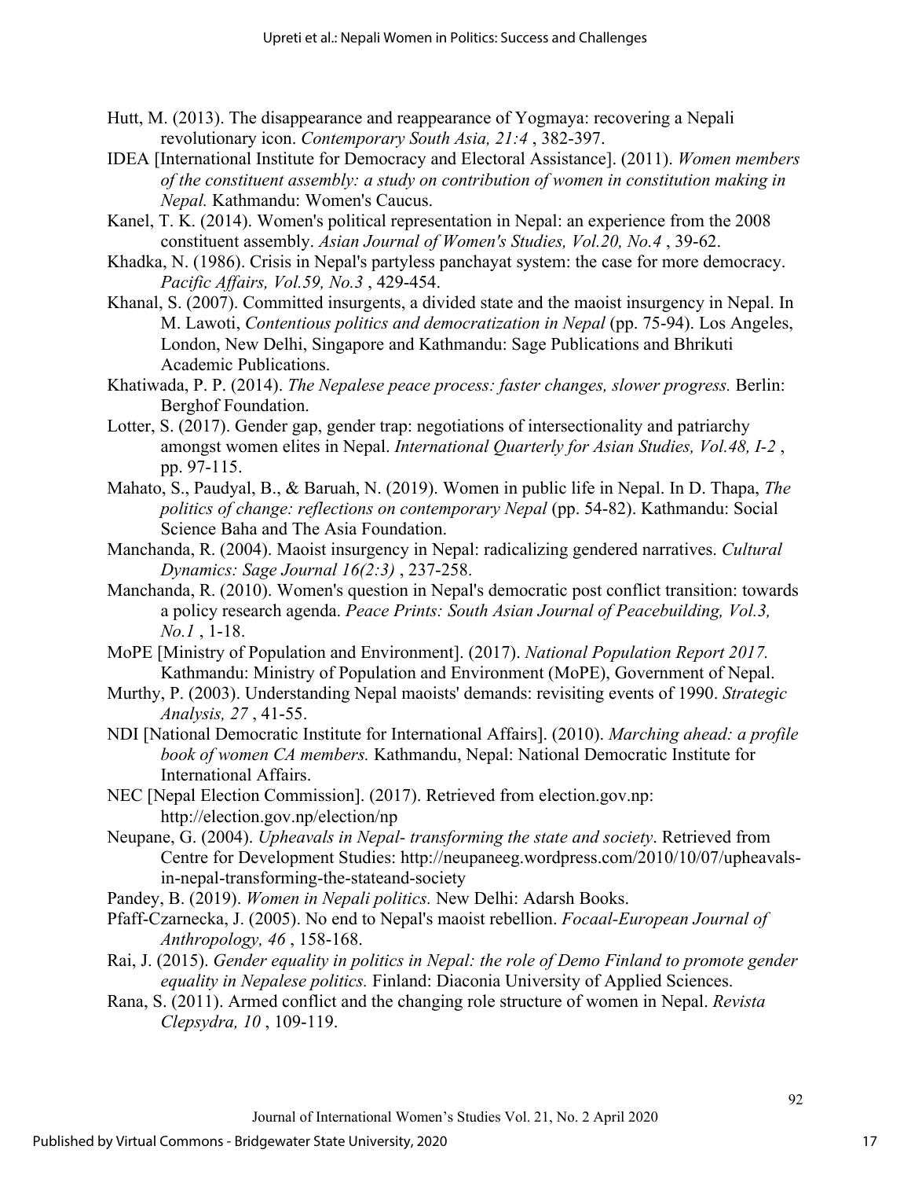Hutt, M. (2013). The disappearance and reappearance of Yogmaya: recovering a Nepali revolutionary icon. *Contemporary South Asia, 21:4* , 382-397.

IDEA [International Institute for Democracy and Electoral Assistance]. (2011). *Women members of the constituent assembly: a study on contribution of women in constitution making in Nepal.* Kathmandu: Women's Caucus.

Kanel, T. K. (2014). Women's political representation in Nepal: an experience from the 2008 constituent assembly. *Asian Journal of Women's Studies, Vol.20, No.4* , 39-62.

Khadka, N. (1986). Crisis in Nepal's partyless panchayat system: the case for more democracy. *Pacific Affairs, Vol.59, No.3* , 429-454.

Khanal, S. (2007). Committed insurgents, a divided state and the maoist insurgency in Nepal. In M. Lawoti, *Contentious politics and democratization in Nepal* (pp. 75-94). Los Angeles, London, New Delhi, Singapore and Kathmandu: Sage Publications and Bhrikuti Academic Publications.

Khatiwada, P. P. (2014). *The Nepalese peace process: faster changes, slower progress.* Berlin: Berghof Foundation.

Lotter, S. (2017). Gender gap, gender trap: negotiations of intersectionality and patriarchy amongst women elites in Nepal. *International Quarterly for Asian Studies, Vol.48, I-2* , pp. 97-115.

Mahato, S., Paudyal, B., & Baruah, N. (2019). Women in public life in Nepal. In D. Thapa, *The politics of change: reflections on contemporary Nepal* (pp. 54-82). Kathmandu: Social Science Baha and The Asia Foundation.

Manchanda, R. (2004). Maoist insurgency in Nepal: radicalizing gendered narratives. *Cultural Dynamics: Sage Journal 16(2:3)* , 237-258.

Manchanda, R. (2010). Women's question in Nepal's democratic post conflict transition: towards a policy research agenda. *Peace Prints: South Asian Journal of Peacebuilding, Vol.3, No.1* , 1-18.

MoPE [Ministry of Population and Environment]. (2017). *National Population Report 2017.* Kathmandu: Ministry of Population and Environment (MoPE), Government of Nepal.

Murthy, P. (2003). Understanding Nepal maoists' demands: revisiting events of 1990. *Strategic Analysis, 27* , 41-55.

NDI [National Democratic Institute for International Affairs]. (2010). *Marching ahead: a profile book of women CA members.* Kathmandu, Nepal: National Democratic Institute for International Affairs.

NEC [Nepal Election Commission]. (2017). Retrieved from election.gov.np: http://election.gov.np/election/np

Neupane, G. (2004). *Upheavals in Nepal- transforming the state and society*. Retrieved from Centre for Development Studies: http://neupaneeg.wordpress.com/2010/10/07/upheavals-in-nepal-transforming-the-stateand-society

Pandey, B. (2019). *Women in Nepali politics.* New Delhi: Adarsh Books.

Pfaff-Czarnecka, J. (2005). No end to Nepal's maoist rebellion. *Focaal-European Journal of Anthropology, 46* , 158-168.

Rai, J. (2015). *Gender equality in politics in Nepal: the role of Demo Finland to promote gender equality in Nepalese politics.* Finland: Diaconia University of Applied Sciences.

Rana, S. (2011). Armed conflict and the changing role structure of women in Nepal. *Revista Clepsydra, 10* , 109-119.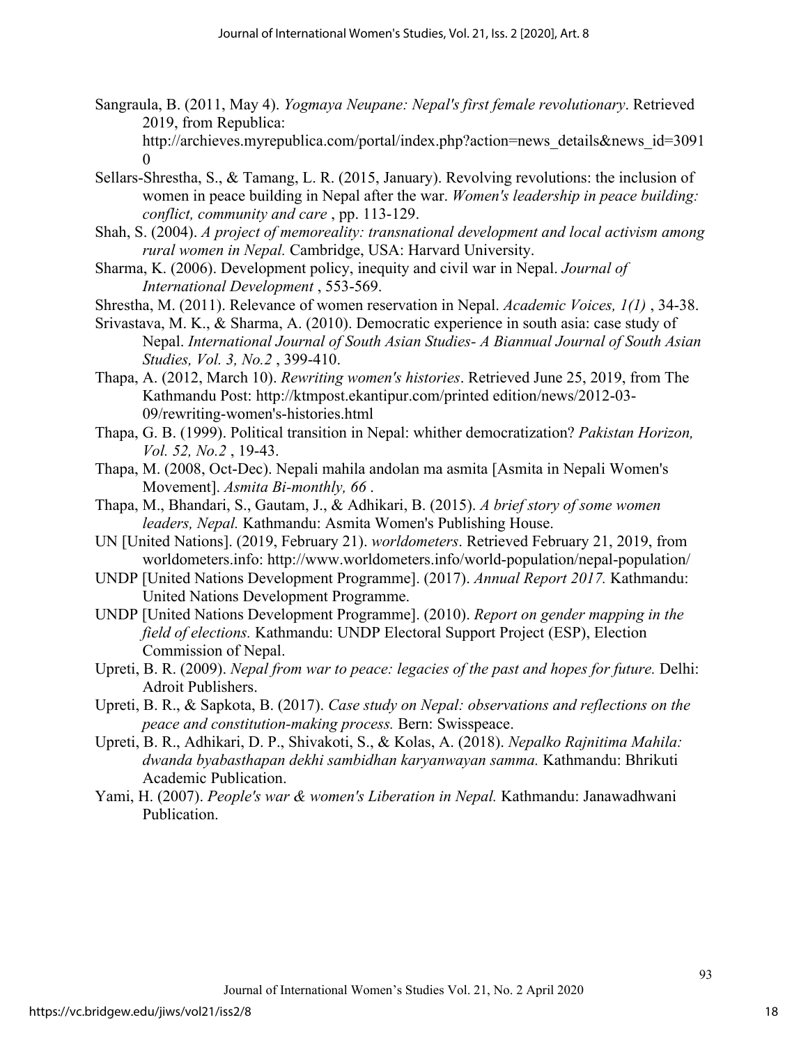Sangraula, B. (2011, May 4). *Yogmaya Neupane: Nepal's first female revolutionary*. Retrieved 2019, from Republica: http://archieves.myrepublica.com/portal/index.php?action=news_details&news_id=30910

Sellars-Shrestha, S., & Tamang, L. R. (2015, January). Revolving revolutions: the inclusion of women in peace building in Nepal after the war. *Women's leadership in peace building: conflict, community and care* , pp. 113-129.

Shah, S. (2004). *A project of memoreality: transnational development and local activism among rural women in Nepal.* Cambridge, USA: Harvard University.

Sharma, K. (2006). Development policy, inequity and civil war in Nepal. *Journal of International Development* , 553-569.

Shrestha, M. (2011). Relevance of women reservation in Nepal. *Academic Voices, 1(1)* , 34-38.

Srivastava, M. K., & Sharma, A. (2010). Democratic experience in south asia: case study of Nepal. *International Journal of South Asian Studies- A Biannual Journal of South Asian Studies, Vol. 3, No.2* , 399-410.

Thapa, A. (2012, March 10). *Rewriting women's histories*. Retrieved June 25, 2019, from The Kathmandu Post: http://ktmpost.ekantipur.com/printed edition/news/2012-03-09/rewriting-women's-histories.html

Thapa, G. B. (1999). Political transition in Nepal: whither democratization? *Pakistan Horizon, Vol. 52, No.2* , 19-43.

Thapa, M. (2008, Oct-Dec). Nepali mahila andolan ma asmita [Asmita in Nepali Women's Movement]. *Asmita Bi-monthly, 66* .

Thapa, M., Bhandari, S., Gautam, J., & Adhikari, B. (2015). *A brief story of some women leaders, Nepal.* Kathmandu: Asmita Women's Publishing House.

UN [United Nations]. (2019, February 21). *worldometers*. Retrieved February 21, 2019, from worldometers.info: http://www.worldometers.info/world-population/nepal-population/

UNDP [United Nations Development Programme]. (2017). *Annual Report 2017.* Kathmandu: United Nations Development Programme.

UNDP [United Nations Development Programme]. (2010). *Report on gender mapping in the field of elections.* Kathmandu: UNDP Electoral Support Project (ESP), Election Commission of Nepal.

Upreti, B. R. (2009). *Nepal from war to peace: legacies of the past and hopes for future.* Delhi: Adroit Publishers.

Upreti, B. R., & Sapkota, B. (2017). *Case study on Nepal: observations and reflections on the peace and constitution-making process.* Bern: Swisspeace.

Upreti, B. R., Adhikari, D. P., Shivakoti, S., & Kolas, A. (2018). *Nepalko Rajnitima Mahila: dwanda byabasthapan dekhi sambidhan karyanwayan samma.* Kathmandu: Bhrikuti Academic Publication.

Yami, H. (2007). *People's war & women's Liberation in Nepal.* Kathmandu: Janawadhwani Publication.